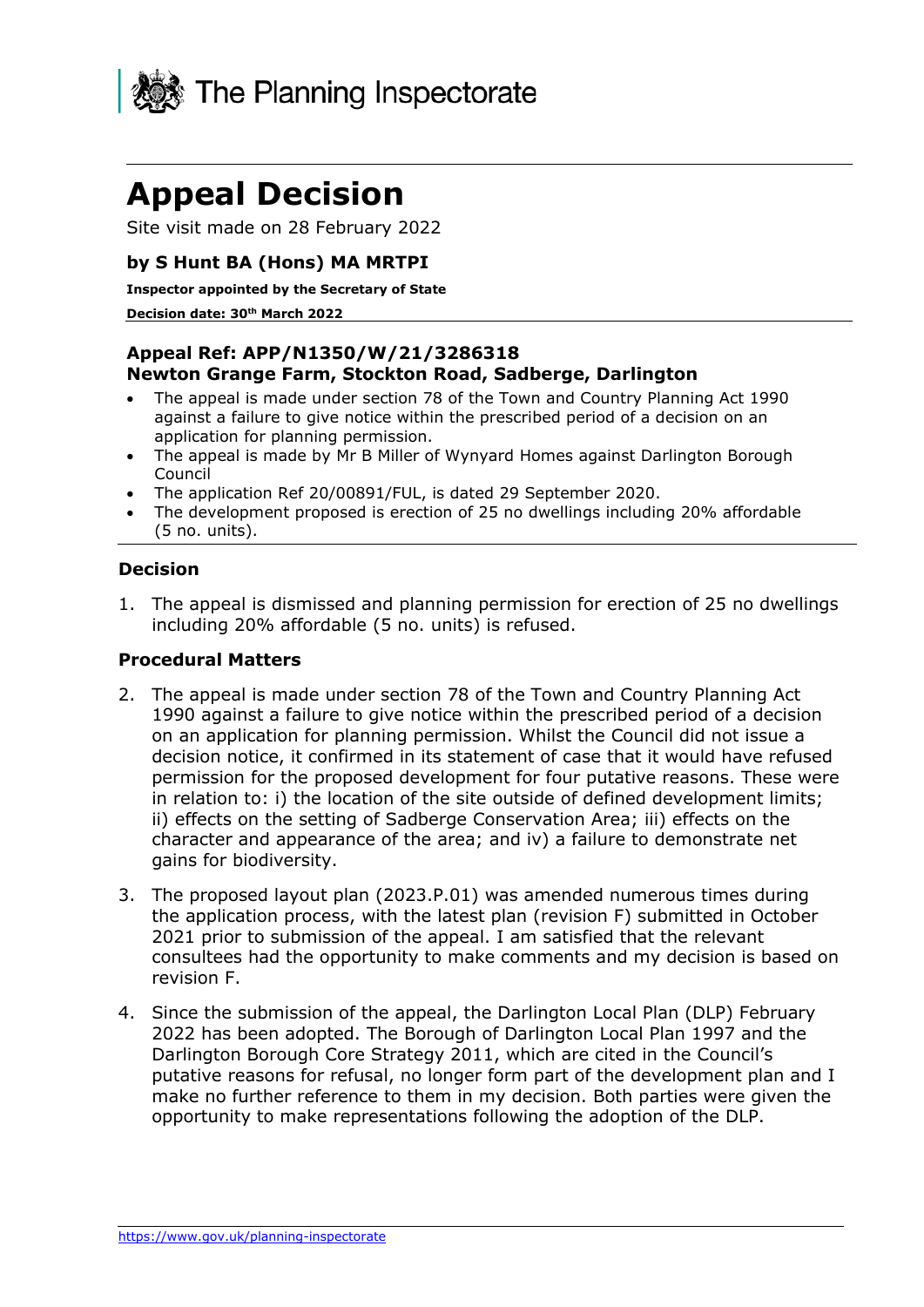# Appeal Decision

Site visit made on 28 February 2022

### by S Hunt BA (Hons) MA MRTPI

**Inspector appointed by the Secretary of State**

**Decision date: 30th March 2022**

---

### Appeal Ref: APP/N1350/W/21/3286318
### Newton Grange Farm, Stockton Road, Sadberge, Darlington

- The appeal is made under section 78 of the Town and Country Planning Act 1990 against a failure to give notice within the prescribed period of a decision on an application for planning permission.
- The appeal is made by Mr B Miller of Wynyard Homes against Darlington Borough Council
- The application Ref 20/00891/FUL, is dated 29 September 2020.
- The development proposed is erection of 25 no dwellings including 20% affordable (5 no. units).

---

### Decision

1. The appeal is dismissed and planning permission for erection of 25 no dwellings including 20% affordable (5 no. units) is refused.

### Procedural Matters

2. The appeal is made under section 78 of the Town and Country Planning Act 1990 against a failure to give notice within the prescribed period of a decision on an application for planning permission. Whilst the Council did not issue a decision notice, it confirmed in its statement of case that it would have refused permission for the proposed development for four putative reasons. These were in relation to: i) the location of the site outside of defined development limits; ii) effects on the setting of Sadberge Conservation Area; iii) effects on the character and appearance of the area; and iv) a failure to demonstrate net gains for biodiversity.

3. The proposed layout plan (2023.P.01) was amended numerous times during the application process, with the latest plan (revision F) submitted in October 2021 prior to submission of the appeal. I am satisfied that the relevant consultees had the opportunity to make comments and my decision is based on revision F.

4. Since the submission of the appeal, the Darlington Local Plan (DLP) February 2022 has been adopted. The Borough of Darlington Local Plan 1997 and the Darlington Borough Core Strategy 2011, which are cited in the Council's putative reasons for refusal, no longer form part of the development plan and I make no further reference to them in my decision. Both parties were given the opportunity to make representations following the adoption of the DLP.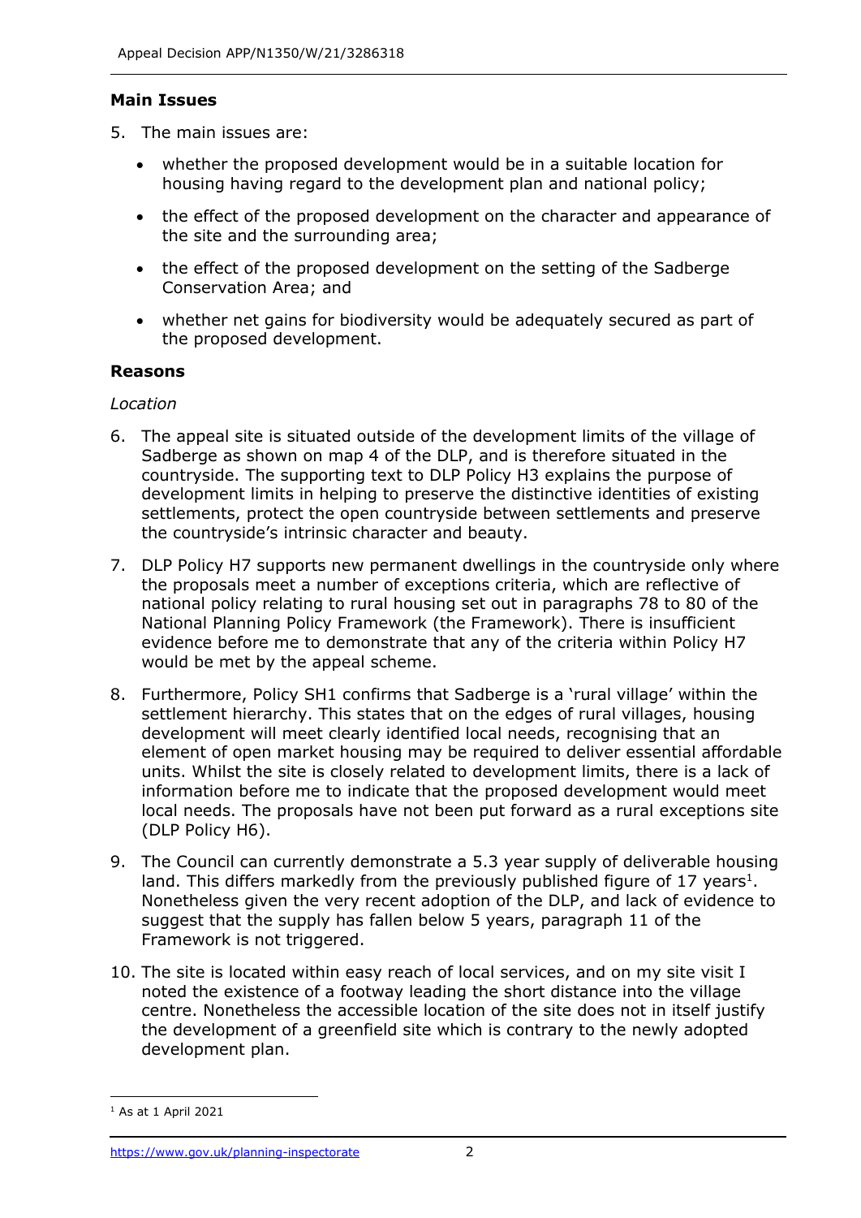**Main Issues**

5. The main issues are:

- whether the proposed development would be in a suitable location for housing having regard to the development plan and national policy;
- the effect of the proposed development on the character and appearance of the site and the surrounding area;
- the effect of the proposed development on the setting of the Sadberge Conservation Area; and
- whether net gains for biodiversity would be adequately secured as part of the proposed development.

**Reasons**

*Location*

6. The appeal site is situated outside of the development limits of the village of Sadberge as shown on map 4 of the DLP, and is therefore situated in the countryside. The supporting text to DLP Policy H3 explains the purpose of development limits in helping to preserve the distinctive identities of existing settlements, protect the open countryside between settlements and preserve the countryside's intrinsic character and beauty.

7. DLP Policy H7 supports new permanent dwellings in the countryside only where the proposals meet a number of exceptions criteria, which are reflective of national policy relating to rural housing set out in paragraphs 78 to 80 of the National Planning Policy Framework (the Framework). There is insufficient evidence before me to demonstrate that any of the criteria within Policy H7 would be met by the appeal scheme.

8. Furthermore, Policy SH1 confirms that Sadberge is a 'rural village' within the settlement hierarchy. This states that on the edges of rural villages, housing development will meet clearly identified local needs, recognising that an element of open market housing may be required to deliver essential affordable units. Whilst the site is closely related to development limits, there is a lack of information before me to indicate that the proposed development would meet local needs. The proposals have not been put forward as a rural exceptions site (DLP Policy H6).

9. The Council can currently demonstrate a 5.3 year supply of deliverable housing land. This differs markedly from the previously published figure of 17 years[1]. Nonetheless given the very recent adoption of the DLP, and lack of evidence to suggest that the supply has fallen below 5 years, paragraph 11 of the Framework is not triggered.

10. The site is located within easy reach of local services, and on my site visit I noted the existence of a footway leading the short distance into the village centre. Nonetheless the accessible location of the site does not in itself justify the development of a greenfield site which is contrary to the newly adopted development plan.

[1] As at 1 April 2021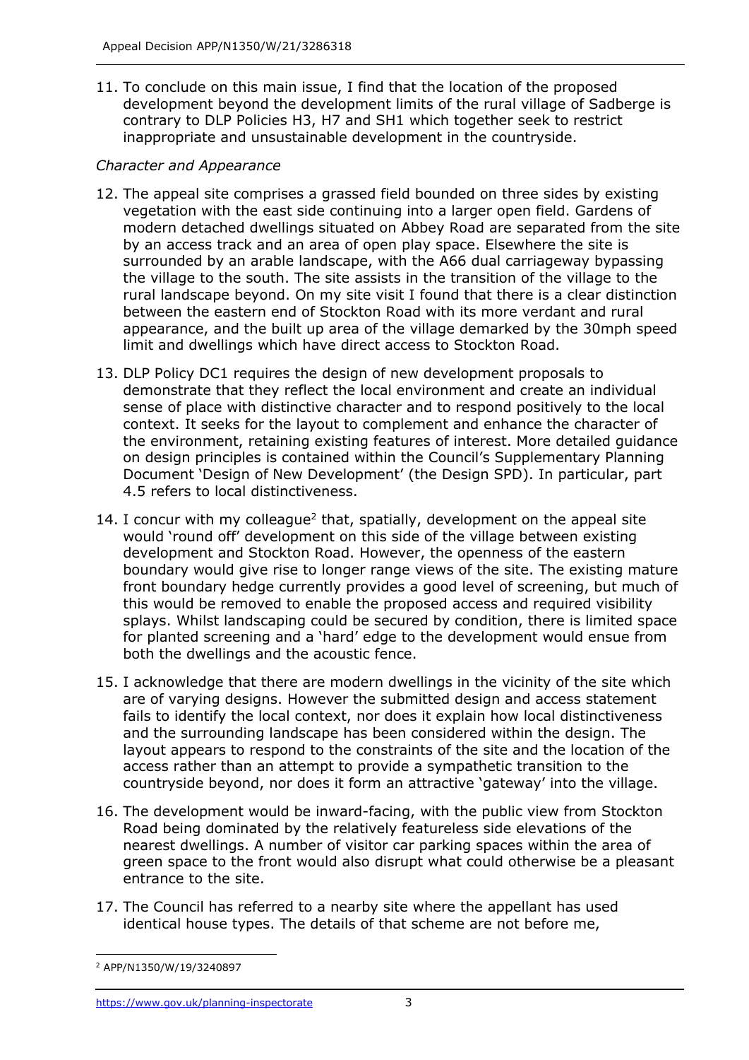11. To conclude on this main issue, I find that the location of the proposed development beyond the development limits of the rural village of Sadberge is contrary to DLP Policies H3, H7 and SH1 which together seek to restrict inappropriate and unsustainable development in the countryside.

*Character and Appearance*

12. The appeal site comprises a grassed field bounded on three sides by existing vegetation with the east side continuing into a larger open field. Gardens of modern detached dwellings situated on Abbey Road are separated from the site by an access track and an area of open play space. Elsewhere the site is surrounded by an arable landscape, with the A66 dual carriageway bypassing the village to the south. The site assists in the transition of the village to the rural landscape beyond. On my site visit I found that there is a clear distinction between the eastern end of Stockton Road with its more verdant and rural appearance, and the built up area of the village demarked by the 30mph speed limit and dwellings which have direct access to Stockton Road.

13. DLP Policy DC1 requires the design of new development proposals to demonstrate that they reflect the local environment and create an individual sense of place with distinctive character and to respond positively to the local context. It seeks for the layout to complement and enhance the character of the environment, retaining existing features of interest. More detailed guidance on design principles is contained within the Council's Supplementary Planning Document 'Design of New Development' (the Design SPD). In particular, part 4.5 refers to local distinctiveness.

14. I concur with my colleague[2] that, spatially, development on the appeal site would 'round off' development on this side of the village between existing development and Stockton Road. However, the openness of the eastern boundary would give rise to longer range views of the site. The existing mature front boundary hedge currently provides a good level of screening, but much of this would be removed to enable the proposed access and required visibility splays. Whilst landscaping could be secured by condition, there is limited space for planted screening and a 'hard' edge to the development would ensue from both the dwellings and the acoustic fence.

15. I acknowledge that there are modern dwellings in the vicinity of the site which are of varying designs. However the submitted design and access statement fails to identify the local context, nor does it explain how local distinctiveness and the surrounding landscape has been considered within the design. The layout appears to respond to the constraints of the site and the location of the access rather than an attempt to provide a sympathetic transition to the countryside beyond, nor does it form an attractive 'gateway' into the village.

16. The development would be inward-facing, with the public view from Stockton Road being dominated by the relatively featureless side elevations of the nearest dwellings. A number of visitor car parking spaces within the area of green space to the front would also disrupt what could otherwise be a pleasant entrance to the site.

17. The Council has referred to a nearby site where the appellant has used identical house types. The details of that scheme are not before me,

[2] APP/N1350/W/19/3240897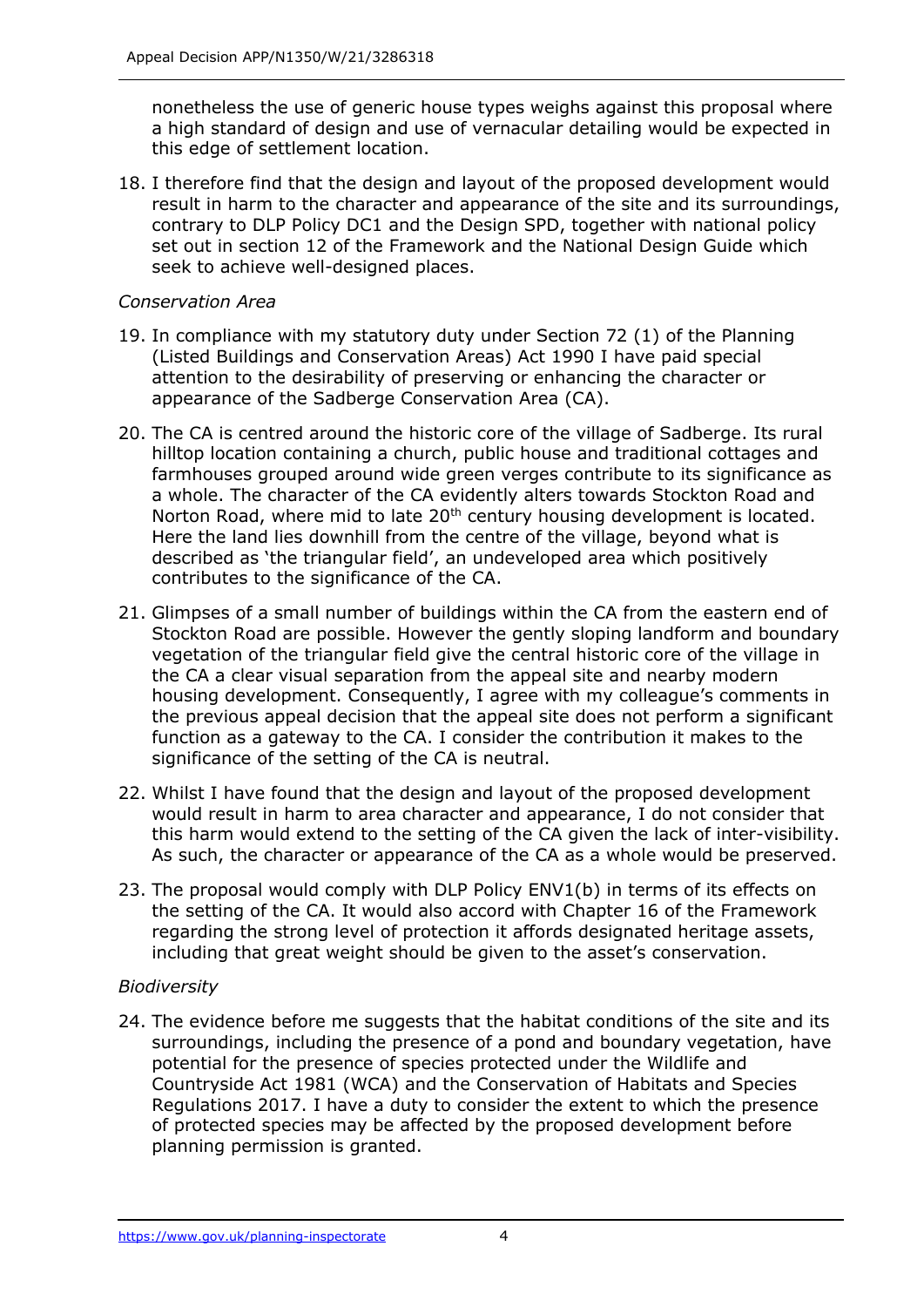nonetheless the use of generic house types weighs against this proposal where a high standard of design and use of vernacular detailing would be expected in this edge of settlement location.

18. I therefore find that the design and layout of the proposed development would result in harm to the character and appearance of the site and its surroundings, contrary to DLP Policy DC1 and the Design SPD, together with national policy set out in section 12 of the Framework and the National Design Guide which seek to achieve well-designed places.

*Conservation Area*

19. In compliance with my statutory duty under Section 72 (1) of the Planning (Listed Buildings and Conservation Areas) Act 1990 I have paid special attention to the desirability of preserving or enhancing the character or appearance of the Sadberge Conservation Area (CA).

20. The CA is centred around the historic core of the village of Sadberge. Its rural hilltop location containing a church, public house and traditional cottages and farmhouses grouped around wide green verges contribute to its significance as a whole. The character of the CA evidently alters towards Stockton Road and Norton Road, where mid to late 20th century housing development is located. Here the land lies downhill from the centre of the village, beyond what is described as 'the triangular field', an undeveloped area which positively contributes to the significance of the CA.

21. Glimpses of a small number of buildings within the CA from the eastern end of Stockton Road are possible. However the gently sloping landform and boundary vegetation of the triangular field give the central historic core of the village in the CA a clear visual separation from the appeal site and nearby modern housing development. Consequently, I agree with my colleague's comments in the previous appeal decision that the appeal site does not perform a significant function as a gateway to the CA. I consider the contribution it makes to the significance of the setting of the CA is neutral.

22. Whilst I have found that the design and layout of the proposed development would result in harm to area character and appearance, I do not consider that this harm would extend to the setting of the CA given the lack of inter-visibility. As such, the character or appearance of the CA as a whole would be preserved.

23. The proposal would comply with DLP Policy ENV1(b) in terms of its effects on the setting of the CA. It would also accord with Chapter 16 of the Framework regarding the strong level of protection it affords designated heritage assets, including that great weight should be given to the asset's conservation.

*Biodiversity*

24. The evidence before me suggests that the habitat conditions of the site and its surroundings, including the presence of a pond and boundary vegetation, have potential for the presence of species protected under the Wildlife and Countryside Act 1981 (WCA) and the Conservation of Habitats and Species Regulations 2017. I have a duty to consider the extent to which the presence of protected species may be affected by the proposed development before planning permission is granted.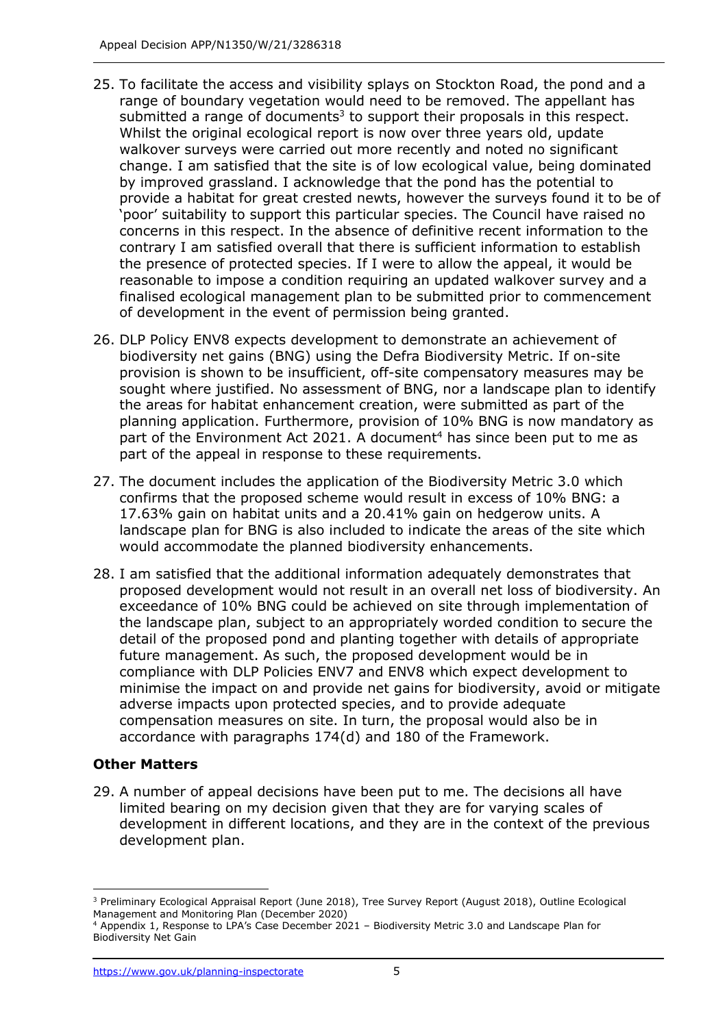25. To facilitate the access and visibility splays on Stockton Road, the pond and a range of boundary vegetation would need to be removed. The appellant has submitted a range of documents[3] to support their proposals in this respect. Whilst the original ecological report is now over three years old, update walkover surveys were carried out more recently and noted no significant change. I am satisfied that the site is of low ecological value, being dominated by improved grassland. I acknowledge that the pond has the potential to provide a habitat for great crested newts, however the surveys found it to be of 'poor' suitability to support this particular species. The Council have raised no concerns in this respect. In the absence of definitive recent information to the contrary I am satisfied overall that there is sufficient information to establish the presence of protected species. If I were to allow the appeal, it would be reasonable to impose a condition requiring an updated walkover survey and a finalised ecological management plan to be submitted prior to commencement of development in the event of permission being granted.

26. DLP Policy ENV8 expects development to demonstrate an achievement of biodiversity net gains (BNG) using the Defra Biodiversity Metric. If on-site provision is shown to be insufficient, off-site compensatory measures may be sought where justified. No assessment of BNG, nor a landscape plan to identify the areas for habitat enhancement creation, were submitted as part of the planning application. Furthermore, provision of 10% BNG is now mandatory as part of the Environment Act 2021. A document[4] has since been put to me as part of the appeal in response to these requirements.

27. The document includes the application of the Biodiversity Metric 3.0 which confirms that the proposed scheme would result in excess of 10% BNG: a 17.63% gain on habitat units and a 20.41% gain on hedgerow units. A landscape plan for BNG is also included to indicate the areas of the site which would accommodate the planned biodiversity enhancements.

28. I am satisfied that the additional information adequately demonstrates that proposed development would not result in an overall net loss of biodiversity. An exceedance of 10% BNG could be achieved on site through implementation of the landscape plan, subject to an appropriately worded condition to secure the detail of the proposed pond and planting together with details of appropriate future management. As such, the proposed development would be in compliance with DLP Policies ENV7 and ENV8 which expect development to minimise the impact on and provide net gains for biodiversity, avoid or mitigate adverse impacts upon protected species, and to provide adequate compensation measures on site. In turn, the proposal would also be in accordance with paragraphs 174(d) and 180 of the Framework.

## Other Matters

29. A number of appeal decisions have been put to me. The decisions all have limited bearing on my decision given that they are for varying scales of development in different locations, and they are in the context of the previous development plan.

---

[3] Preliminary Ecological Appraisal Report (June 2018), Tree Survey Report (August 2018), Outline Ecological Management and Monitoring Plan (December 2020)

[4] Appendix 1, Response to LPA's Case December 2021 – Biodiversity Metric 3.0 and Landscape Plan for Biodiversity Net Gain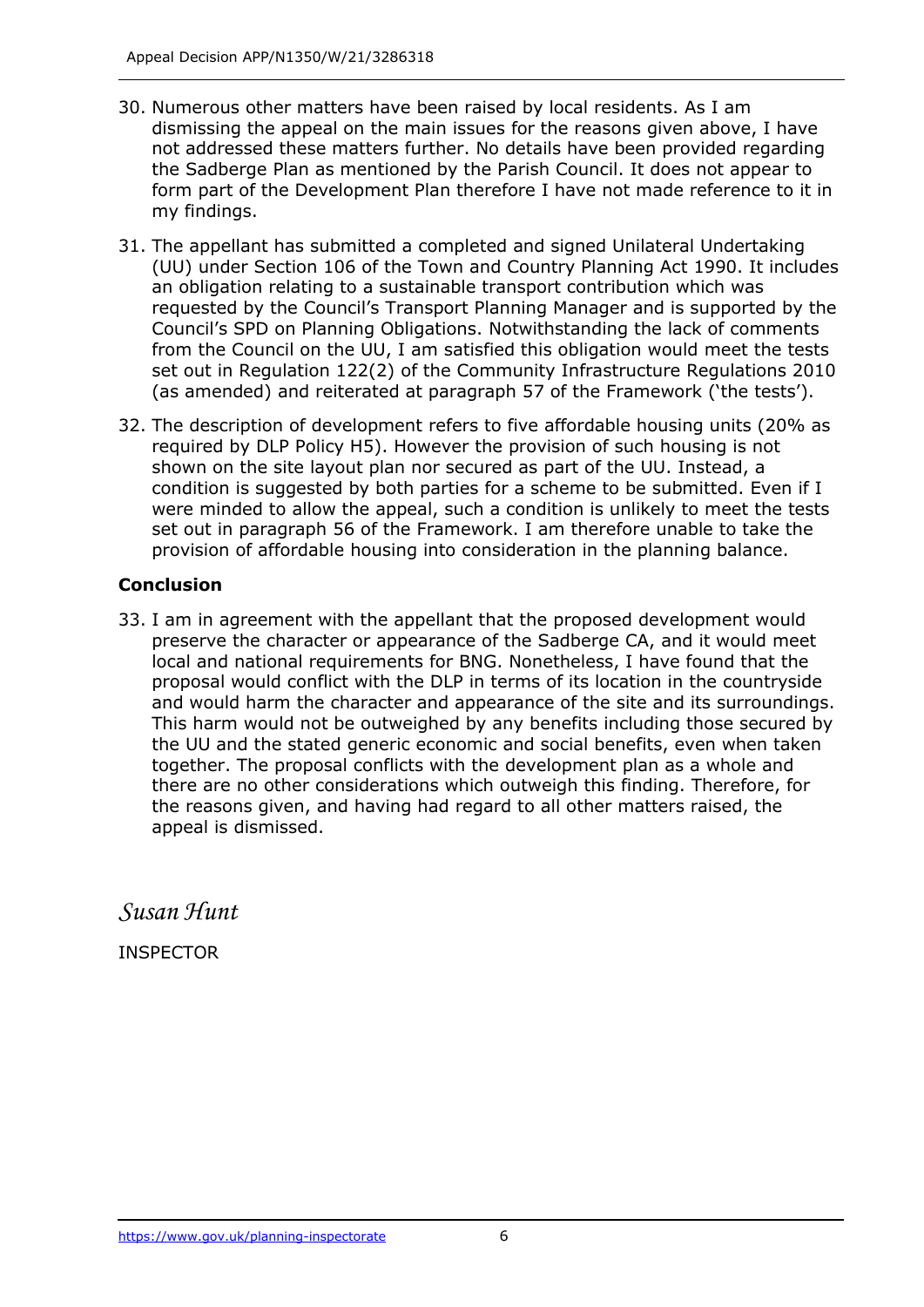30. Numerous other matters have been raised by local residents. As I am dismissing the appeal on the main issues for the reasons given above, I have not addressed these matters further. No details have been provided regarding the Sadberge Plan as mentioned by the Parish Council. It does not appear to form part of the Development Plan therefore I have not made reference to it in my findings.

31. The appellant has submitted a completed and signed Unilateral Undertaking (UU) under Section 106 of the Town and Country Planning Act 1990. It includes an obligation relating to a sustainable transport contribution which was requested by the Council's Transport Planning Manager and is supported by the Council's SPD on Planning Obligations. Notwithstanding the lack of comments from the Council on the UU, I am satisfied this obligation would meet the tests set out in Regulation 122(2) of the Community Infrastructure Regulations 2010 (as amended) and reiterated at paragraph 57 of the Framework ('the tests').

32. The description of development refers to five affordable housing units (20% as required by DLP Policy H5). However the provision of such housing is not shown on the site layout plan nor secured as part of the UU. Instead, a condition is suggested by both parties for a scheme to be submitted. Even if I were minded to allow the appeal, such a condition is unlikely to meet the tests set out in paragraph 56 of the Framework. I am therefore unable to take the provision of affordable housing into consideration in the planning balance.

## Conclusion

33. I am in agreement with the appellant that the proposed development would preserve the character or appearance of the Sadberge CA, and it would meet local and national requirements for BNG. Nonetheless, I have found that the proposal would conflict with the DLP in terms of its location in the countryside and would harm the character and appearance of the site and its surroundings. This harm would not be outweighed by any benefits including those secured by the UU and the stated generic economic and social benefits, even when taken together. The proposal conflicts with the development plan as a whole and there are no other considerations which outweigh this finding. Therefore, for the reasons given, and having had regard to all other matters raised, the appeal is dismissed.

*Susan Hunt*

INSPECTOR